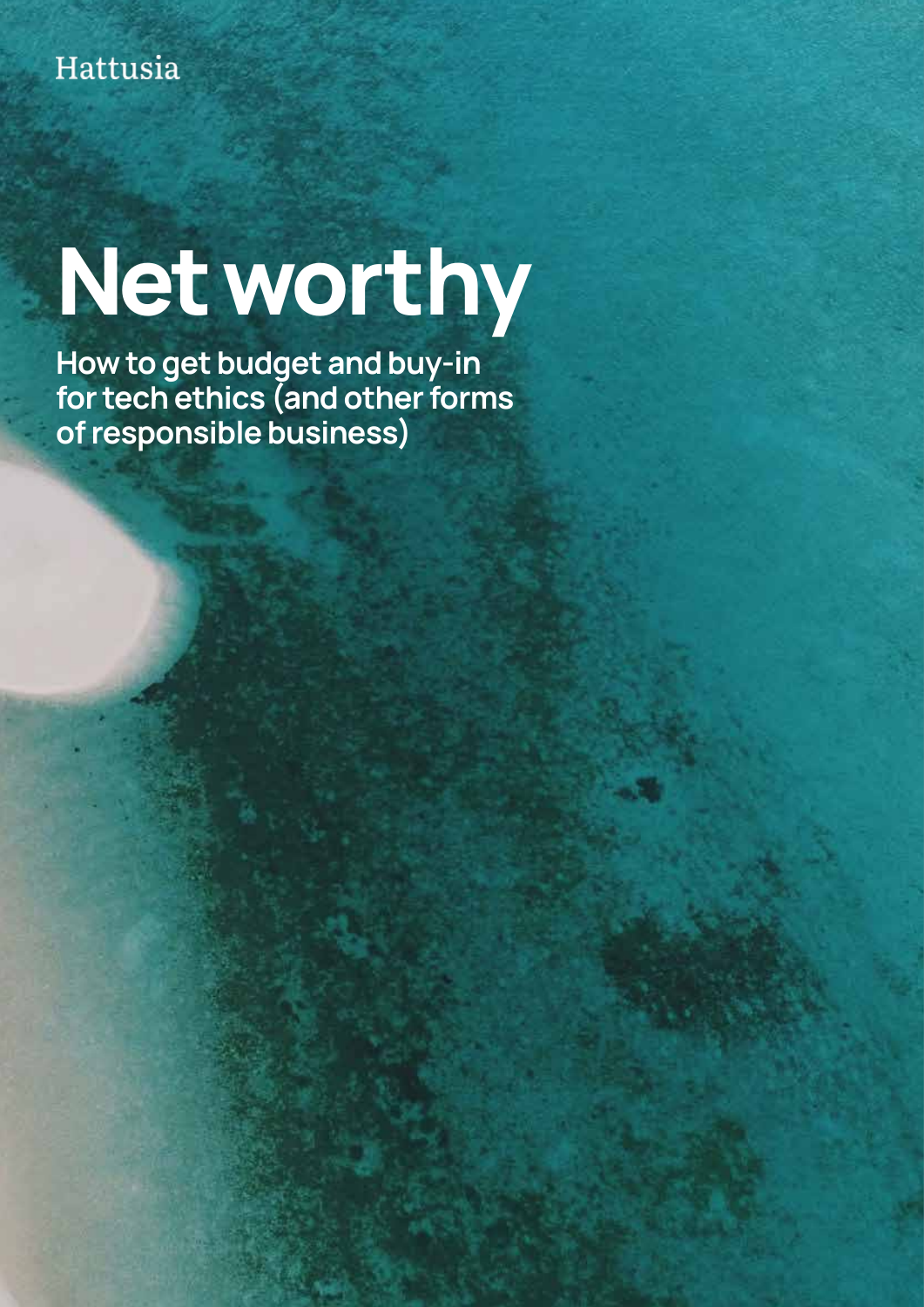Hattusia

# Net worthy

## How to get budget and buy-in for tech ethics (and other forms of responsible business)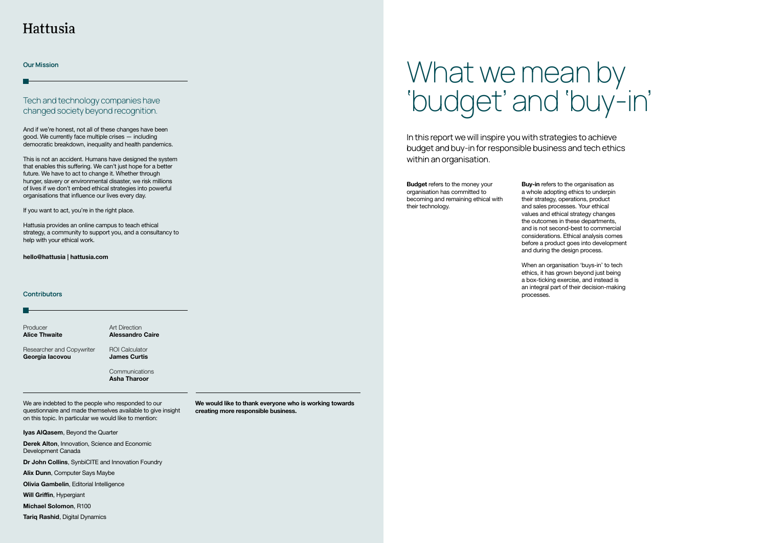# Hattusia

## Our Mission

### Tech and technology companies have changed society beyond recognition.

And if we're honest, not all of these changes have been good. We currently face multiple crises — including democratic breakdown, inequality and health pandemics.

This is not an accident. Humans have designed the system that enables this suffering. We can't just hope for a better future. We have to act to change it. Whether through hunger, slavery or environmental disaster, we risk millions of lives if we don't embed ethical strategies into powerful organisations that influence our lives every day.

If you want to act, you're in the right place.

Hattusia provides an online campus to teach ethical strategy, a community to support you, and a consultancy to help with your ethical work.

**hello@hattusia | hattusia.com**

## Contributors

Producer
**Alice Thwaite**

Researcher and Copywriter
**Georgia Iacovou**

Art Direction
**Alessandro Caire**

ROI Calculator
**James Curtis**

Communications
**Asha Tharoor**

We are indebted to the people who responded to our questionnaire and made themselves available to give insight on this topic. In particular we would like to mention:

**Iyas AlQasem**, Beyond the Quarter

**Derek Alton**, Innovation, Science and Economic Development Canada

**Dr John Collins**, SynbiCITE and Innovation Foundry

**Alix Dunn**, Computer Says Maybe

**Olivia Gambelin**, Editorial Intelligence

**Will Griffin**, Hypergiant

**Michael Solomon**, R100

**Tariq Rashid**, Digital Dynamics

**We would like to thank everyone who is working towards creating more responsible business.**

# What we mean by 'budget' and 'buy-in'

In this report we will inspire you with strategies to achieve budget and buy-in for responsible business and tech ethics within an organisation.

**Budget** refers to the money your organisation has committed to becoming and remaining ethical with their technology.

**Buy-in** refers to the organisation as a whole adopting ethics to underpin their strategy, operations, product and sales processes. Your ethical values and ethical strategy changes the outcomes in these departments, and is not second-best to commercial considerations. Ethical analysis comes before a product goes into development and during the design process.

When an organisation 'buys-in' to tech ethics, it has grown beyond just being a box-ticking exercise, and instead is an integral part of their decision-making processes.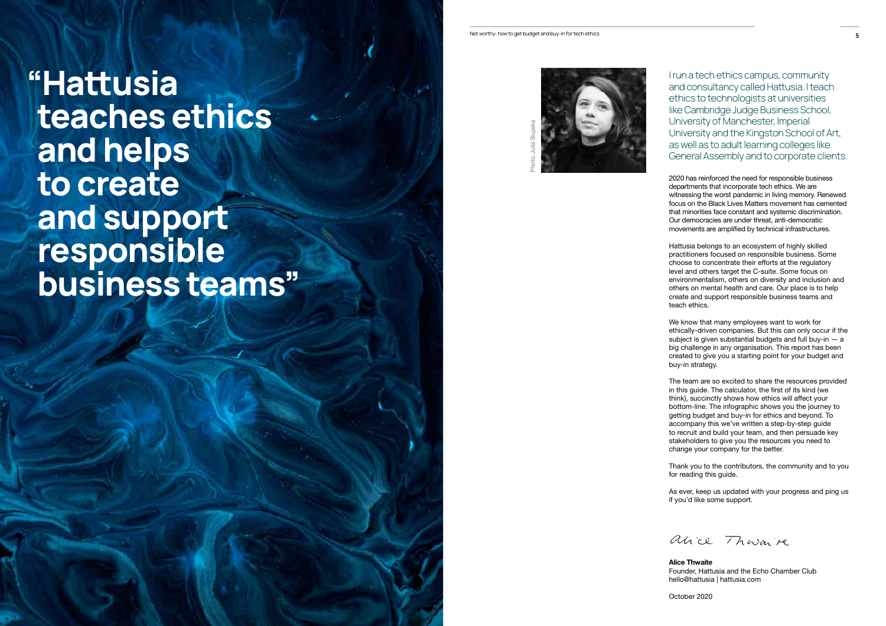# "Hattusia teaches ethics and helps to create and support responsible business teams"

Photo: Julia Slupska

I run a tech ethics campus, community and consultancy called Hattusia. I teach ethics to technologists at universities like Cambridge Judge Business School, University of Manchester, Imperial University and the Kingston School of Art, as well as to adult learning colleges like General Assembly and to corporate clients.

2020 has reinforced the need for responsible business departments that incorporate tech ethics. We are witnessing the worst pandemic in living memory. Renewed focus on the Black Lives Matters movement has cemented that minorities face constant and systemic discrimination. Our democracies are under threat, anti-democratic movements are amplified by technical infrastructures.

Hattusia belongs to an ecosystem of highly skilled practitioners focused on responsible business. Some choose to concentrate their efforts at the regulatory level and others target the C-suite. Some focus on environmentalism, others on diversity and inclusion and others on mental health and care. Our place is to help create and support responsible business teams and teach ethics.

We know that many employees want to work for ethically-driven companies. But this can only occur if the subject is given substantial budgets and full buy-in — a big challenge in any organisation. This report has been created to give you a starting point for your budget and buy-in strategy.

The team are so excited to share the resources provided in this guide. The calculator, the first of its kind (we think), succinctly shows how ethics will affect your bottom-line. The infographic shows you the journey to getting budget and buy-in for ethics and beyond. To accompany this we've written a step-by-step guide to recruit and build your team, and then persuade key stakeholders to give you the resources you need to change your company for the better.

Thank you to the contributors, the community and to you for reading this guide.

As ever, keep us updated with your progress and ping us if you'd like some support.

*Alice Thwaite*

**Alice Thwaite**
Founder, Hattusia and the Echo Chamber Club
hello@hattusia | hattusia.com

October 2020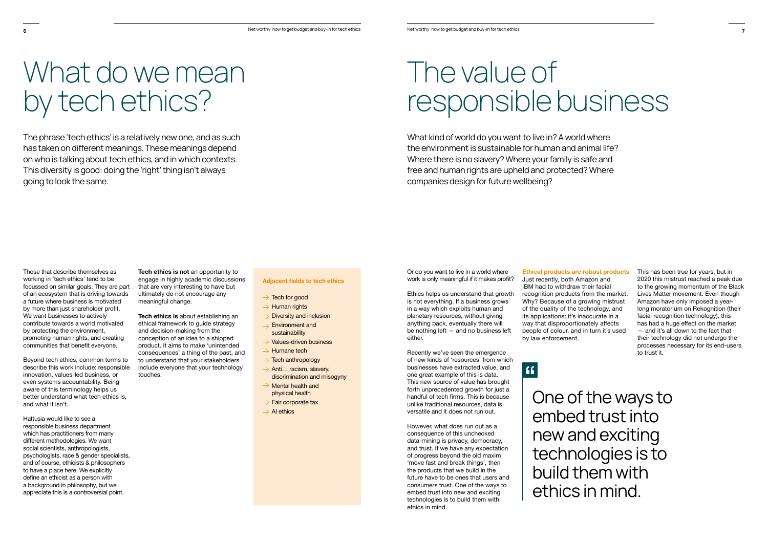# What do we mean by tech ethics?

The phrase 'tech ethics' is a relatively new one, and as such has taken on different meanings. These meanings depend on who is talking about tech ethics, and in which contexts. This diversity is good: doing the 'right' thing isn't always going to look the same.

Those that describe themselves as working in 'tech ethics' tend to be focussed on similar goals. They are part of an ecosystem that is driving towards a future where business is motivated by more than just shareholder profit. We want businesses to actively contribute towards a world motivated by protecting the environment, promoting human rights, and creating communities that benefit everyone.

Beyond tech ethics, common terms to describe this work include: responsible innovation, values-led business, or even systems accountability. Being aware of this terminology helps us better understand what tech ethics is, and what it isn't.

Hattusia would like to see a responsible business department which has practitioners from many different methodologies. We want social scientists, anthropologists, psychologists, race & gender specialists, and of course, ethicists & philosophers to have a place here. We explicitly define an ethicist as a person with a background in philosophy, but we appreciate this is a controversial point.

**Tech ethics is not** an opportunity to engage in highly academic discussions that are very interesting to have but ultimately do not encourage any meaningful change.

**Tech ethics is** about establishing an ethical framework to guide strategy and decision-making from the conception of an idea to a shipped product. It aims to make 'unintended consequences' a thing of the past, and to understand that your stakeholders include everyone that your technology touches.

**Adjacent fields to tech ethics**

- → Tech for good
- → Human rights
- → Diversity and inclusion
- → Environment and sustainability
- → Values-driven business
- → Humane tech
- → Tech anthropology
- → Anti… racism, slavery, discrimination and misogyny
- → Mental health and physical health
- → Fair corporate tax
- → AI ethics

# The value of responsible business

What kind of world do you want to live in? A world where the environment is sustainable for human and animal life? Where there is no slavery? Where your family is safe and free and human rights are upheld and protected? Where companies design for future wellbeing?

Or do you want to live in a world where work is only meaningful if it makes profit?

Ethics helps us understand that growth is not everything. If a business grows in a way which exploits human and planetary resources, without giving anything back, eventually there will be nothing left — and no business left either.

Recently we've seen the emergence of new kinds of 'resources' from which businesses have extracted value, and one great example of this is data. This new source of value has brought forth unprecedented growth for just a handful of tech firms. This is because unlike traditional resources, data is versatile and it does not run out.

However, what does run out as a consequence of this unchecked data-mining is privacy, democracy, and trust. If we have any expectation of progress beyond the old maxim 'move fast and break things', then the products that we build in the future have to be ones that users and consumers trust. One of the ways to embed trust into new and exciting technologies is to build them with ethics in mind.

**Ethical products are robust products**

Just recently, both Amazon and IBM had to withdraw their facial recognition products from the market. Why? Because of a growing mistrust of the quality of the technology, and its applications: it's inaccurate in a way that disproportionately affects people of colour, and in turn it's used by law enforcement.

This has been true for years, but in 2020 this mistrust reached a peak due to the growing momentum of the Black Lives Matter movement. Even though Amazon have only imposed a year-long moratorium on Rekognition (their facial recognition technology), this has had a huge effect on the market — and it's all down to the fact that their technology did not undergo the processes necessary for its end-users to trust it.

> One of the ways to embed trust into new and exciting technologies is to build them with ethics in mind.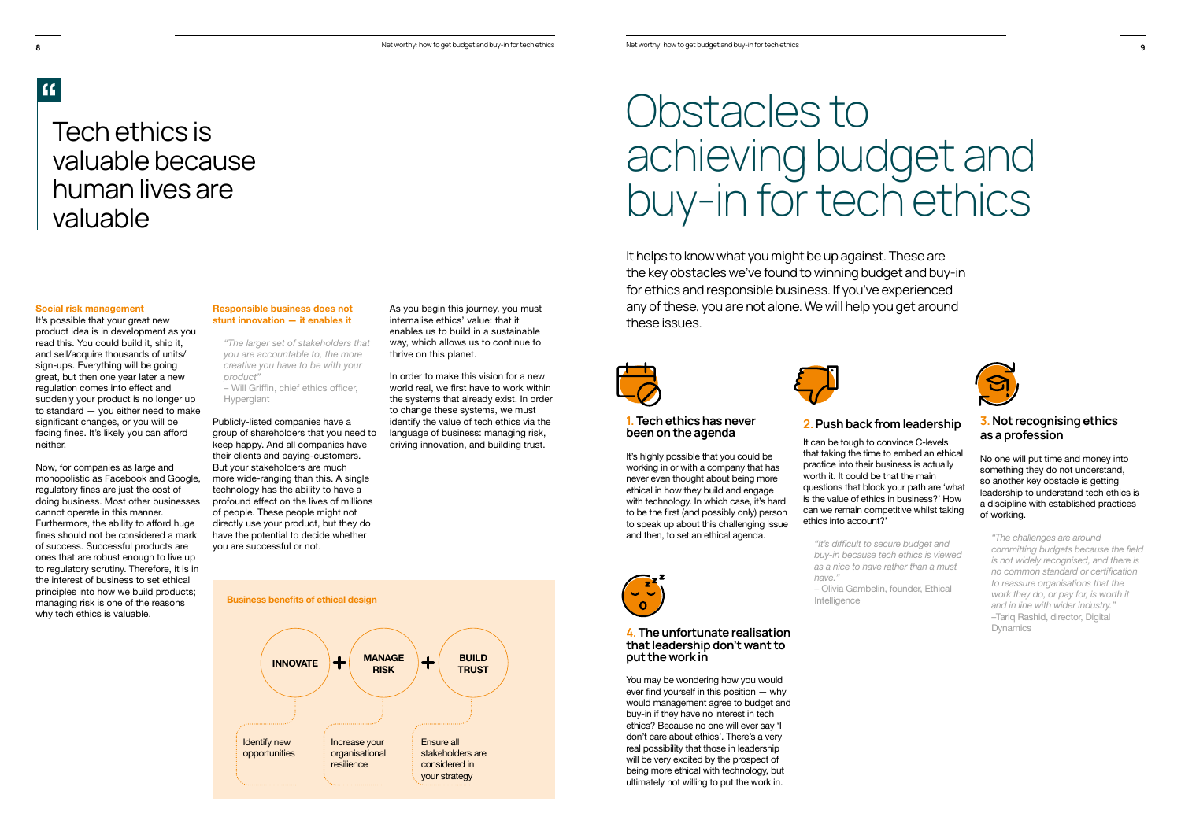> Tech ethics is valuable because human lives are valuable

### Social risk management

It's possible that your great new product idea is in development as you read this. You could build it, ship it, and sell/acquire thousands of units/sign-ups. Everything will be going great, but then one year later a new regulation comes into effect and suddenly your product is no longer up to standard — you either need to make significant changes, or you will be facing fines. It's likely you can afford neither.

Now, for companies as large and monopolistic as Facebook and Google, regulatory fines are just the cost of doing business. Most other businesses cannot operate in this manner. Furthermore, the ability to afford huge fines should not be considered a mark of success. Successful products are ones that are robust enough to live up to regulatory scrutiny. Therefore, it is in the interest of business to set ethical principles into how we build products; managing risk is one of the reasons why tech ethics is valuable.

### Responsible business does not stunt innovation — it enables it

> *"The larger set of stakeholders that you are accountable to, the more creative you have to be with your product"*
> – Will Griffin, chief ethics officer, Hypergiant

Publicly-listed companies have a group of shareholders that you need to keep happy. And all companies have their clients and paying-customers. But your stakeholders are much more wide-ranging than this. A single technology has the ability to have a profound effect on the lives of millions of people. These people might not directly use your product, but they do have the potential to decide whether you are successful or not.

As you begin this journey, you must internalise ethics' value: that it enables us to build in a sustainable way, which allows us to continue to thrive on this planet.

In order to make this vision for a new world real, we first have to work within the systems that already exist. In order to change these systems, we must identify the value of tech ethics via the language of business: managing risk, driving innovation, and building trust.

**Business benefits of ethical design**

| INNOVATE | + | MANAGE RISK | + | BUILD TRUST |
|---|---|---|---|---|
| Identify new opportunities | | Increase your organisational resilience | | Ensure all stakeholders are considered in your strategy |

# Obstacles to achieving budget and buy-in for tech ethics

It helps to know what you might be up against. These are the key obstacles we've found to winning budget and buy-in for ethics and responsible business. If you've experienced any of these, you are not alone. We will help you get around these issues.

### 1. Tech ethics has never been on the agenda

It's highly possible that you could be working in or with a company that has never even thought about being more ethical in how they build and engage with technology. In which case, it's hard to be the first (and possibly only) person to speak up about this challenging issue and then, to set an ethical agenda.

### 2. Push back from leadership

It can be tough to convince C-levels that taking the time to embed an ethical practice into their business is actually worth it. It could be that the main questions that block your path are 'what is the value of ethics in business?' How can we remain competitive whilst taking ethics into account?'

> *"It's difficult to secure budget and buy-in because tech ethics is viewed as a nice to have rather than a must have."*
> – Olivia Gambelin, founder, Ethical Intelligence

### 3. Not recognising ethics as a profession

No one will put time and money into something they do not understand, so another key obstacle is getting leadership to understand tech ethics is a discipline with established practices of working.

> *"The challenges are around committing budgets because the field is not widely recognised, and there is no common standard or certification to reassure organisations that the work they do, or pay for, is worth it and in line with wider industry."*
> –Tariq Rashid, director, Digital Dynamics

### 4. The unfortunate realisation that leadership don't want to put the work in

You may be wondering how you would ever find yourself in this position — why would management agree to budget and buy-in if they have no interest in tech ethics? Because no one will ever say 'I don't care about ethics'. There's a very real possibility that those in leadership will be very excited by the prospect of being more ethical with technology, but ultimately not willing to put the work in.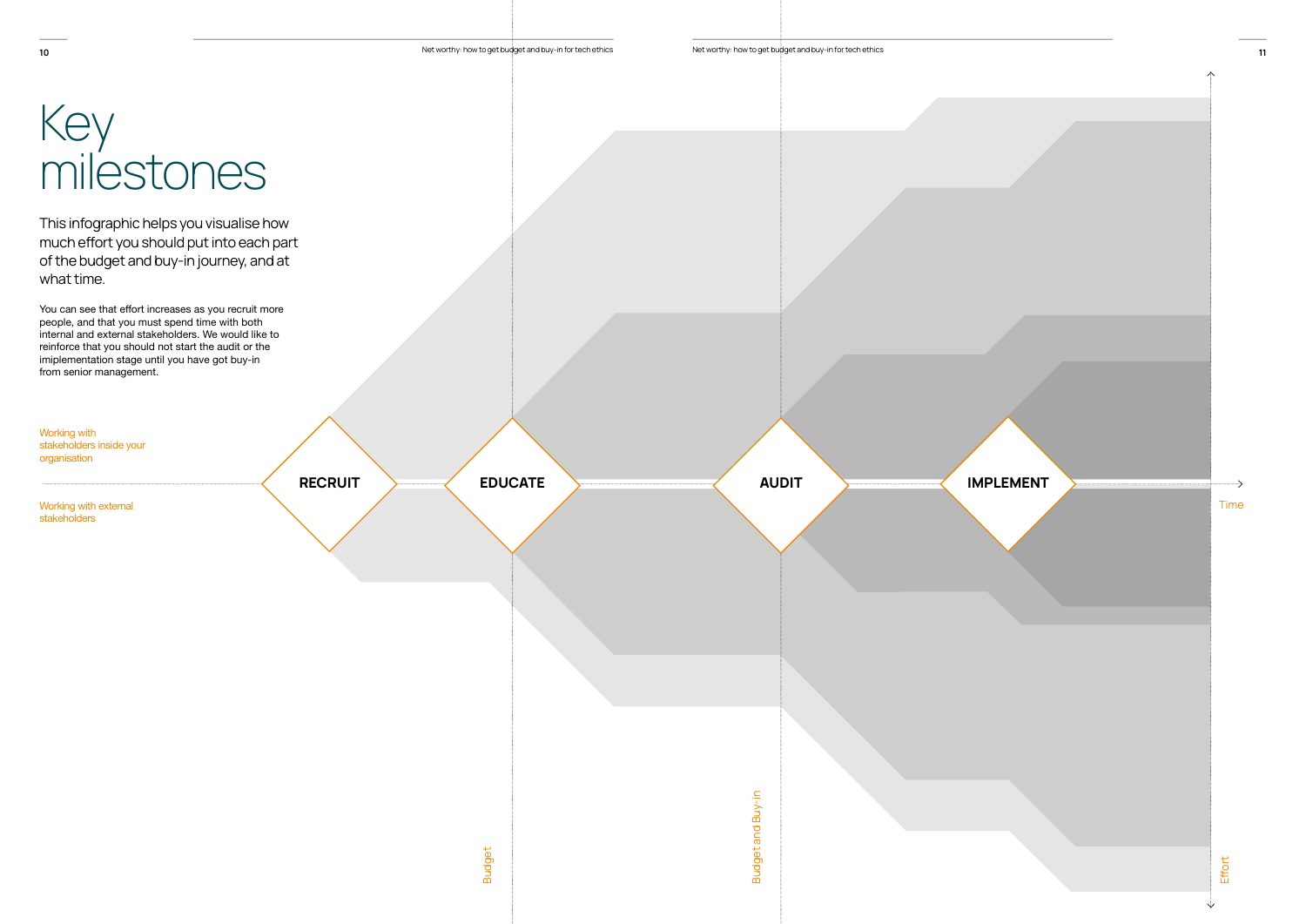# Key milestones

This infographic helps you visualise how much effort you should put into each part of the budget and buy-in journey, and at what time.

You can see that effort increases as you recruit more people, and that you must spend time with both internal and external stakeholders. We would like to reinforce that you should not start the audit or the imiplementation stage until you have got buy-in from senior management.

Working with stakeholders inside your organisation

Working with external stakeholders

RECRUIT

EDUCATE

AUDIT

IMPLEMENT

Time

Budget

Budget and Buy-In

Effort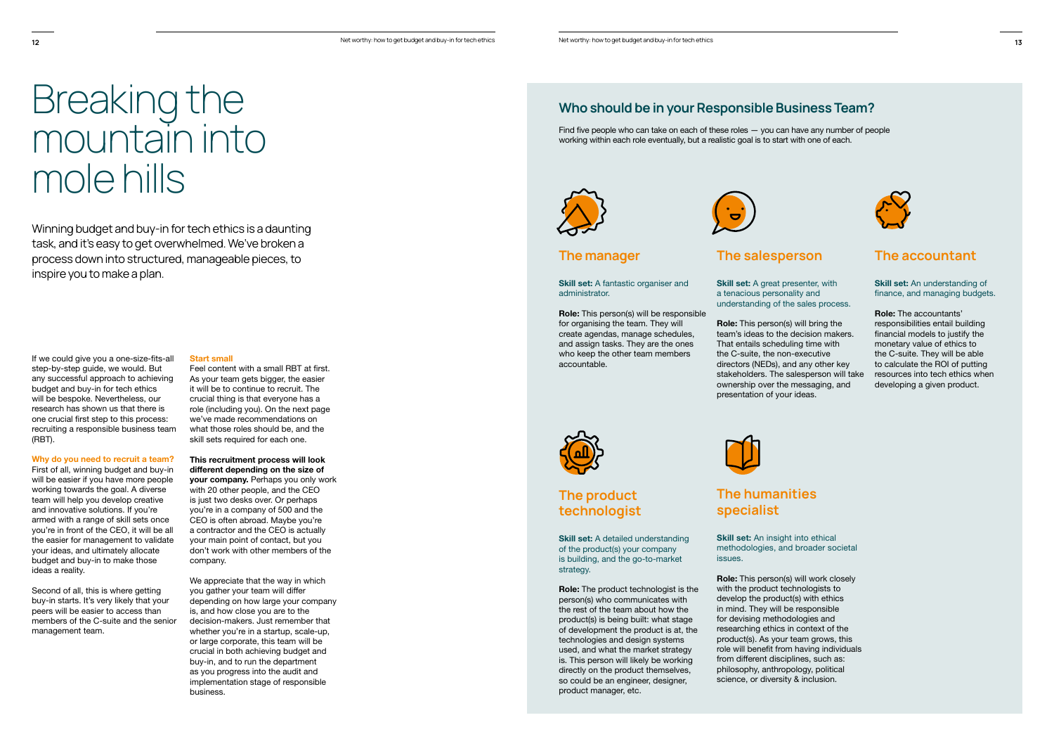# Breaking the mountain into mole hills

Winning budget and buy-in for tech ethics is a daunting task, and it's easy to get overwhelmed. We've broken a process down into structured, manageable pieces, to inspire you to make a plan.

If we could give you a one-size-fits-all step-by-step guide, we would. But any successful approach to achieving budget and buy-in for tech ethics will be bespoke. Nevertheless, our research has shown us that there is one crucial first step to this process: recruiting a responsible business team (RBT).

**Why do you need to recruit a team?**

First of all, winning budget and buy-in will be easier if you have more people working towards the goal. A diverse team will help you develop creative and innovative solutions. If you're armed with a range of skill sets once you're in front of the CEO, it will be all the easier for management to validate your ideas, and ultimately allocate budget and buy-in to make those ideas a reality.

Second of all, this is where getting buy-in starts. It's very likely that your peers will be easier to access than members of the C-suite and the senior management team.

**Start small**

Feel content with a small RBT at first. As your team gets bigger, the easier it will be to continue to recruit. The crucial thing is that everyone has a role (including you). On the next page we've made recommendations on what those roles should be, and the skill sets required for each one.

**This recruitment process will look different depending on the size of your company.** Perhaps you only work with 20 other people, and the CEO is just two desks over. Or perhaps you're in a company of 500 and the CEO is often abroad. Maybe you're a contractor and the CEO is actually your main point of contact, but you don't work with other members of the company.

We appreciate that the way in which you gather your team will differ depending on how large your company is, and how close you are to the decision-makers. Just remember that whether you're in a startup, scale-up, or large corporate, this team will be crucial in both achieving budget and buy-in, and to run the department as you progress into the audit and implementation stage of responsible business.

## Who should be in your Responsible Business Team?

Find five people who can take on each of these roles — you can have any number of people working within each role eventually, but a realistic goal is to start with one of each.

### The manager

**Skill set:** A fantastic organiser and administrator.

**Role:** This person(s) will be responsible for organising the team. They will create agendas, manage schedules, and assign tasks. They are the ones who keep the other team members accountable.

### The salesperson

**Skill set:** A great presenter, with a tenacious personality and understanding of the sales process.

**Role:** This person(s) will bring the team's ideas to the decision makers. That entails scheduling time with the C-suite, the non-executive directors (NEDs), and any other key stakeholders. The salesperson will take ownership over the messaging, and presentation of your ideas.

### The accountant

**Skill set:** An understanding of finance, and managing budgets.

**Role:** The accountants' responsibilities entail building financial models to justify the monetary value of ethics to the C-suite. They will be able to calculate the ROI of putting resources into tech ethics when developing a given product.

### The product technologist

**Skill set:** A detailed understanding of the product(s) your company is building, and the go-to-market strategy.

**Role:** The product technologist is the person(s) who communicates with the rest of the team about how the product(s) is being built: what stage of development the product is at, the technologies and design systems used, and what the market strategy is. This person will likely be working directly on the product themselves, so could be an engineer, designer, product manager, etc.

### The humanities specialist

**Skill set:** An insight into ethical methodologies, and broader societal issues.

**Role:** This person(s) will work closely with the product technologists to develop the product(s) with ethics in mind. They will be responsible for devising methodologies and researching ethics in context of the product(s). As your team grows, this role will benefit from having individuals from different disciplines, such as: philosophy, anthropology, political science, or diversity & inclusion.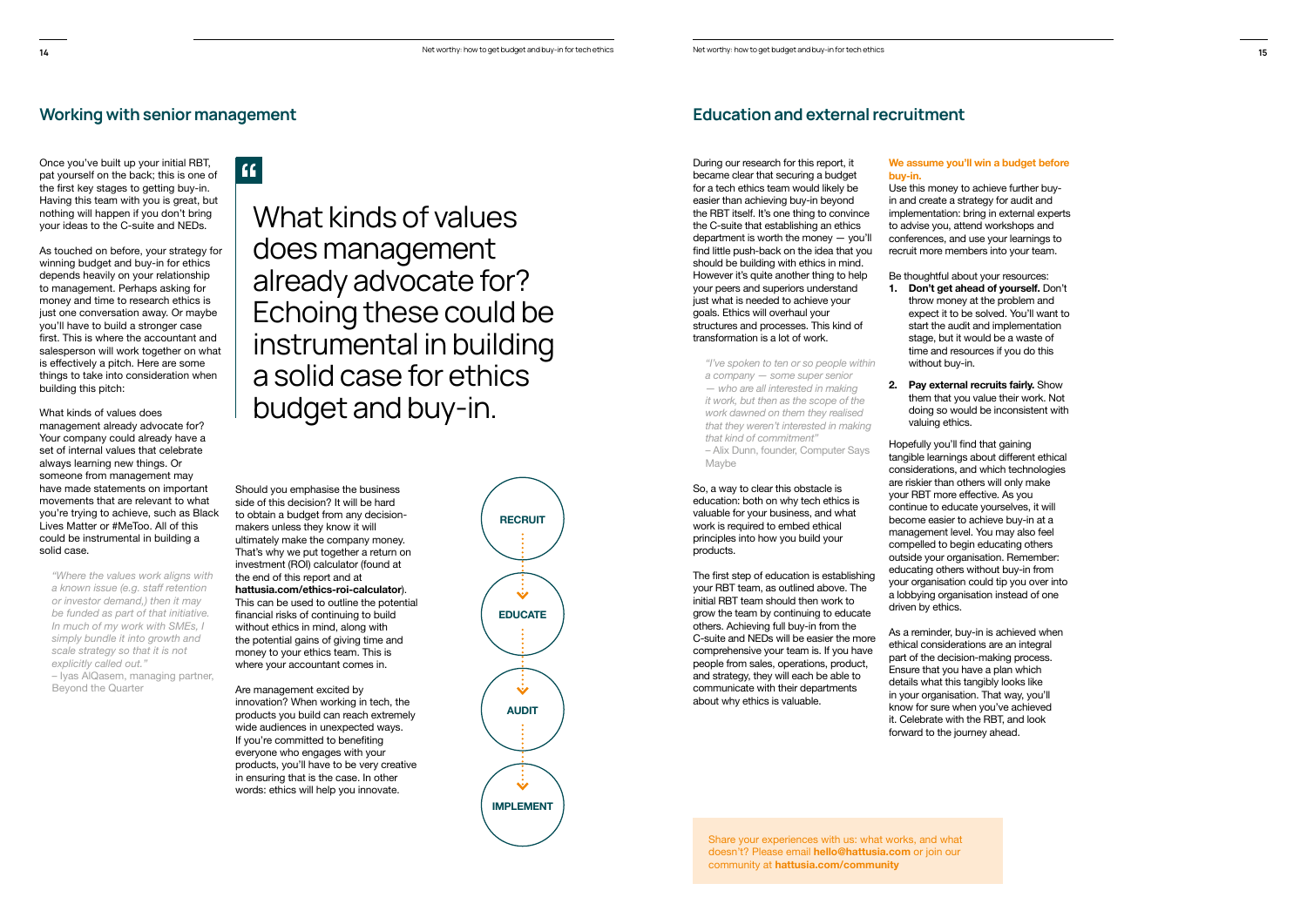## Working with senior management

Once you've built up your initial RBT, pat yourself on the back; this is one of the first key stages to getting buy-in. Having this team with you is great, but nothing will happen if you don't bring your ideas to the C-suite and NEDs.

As touched on before, your strategy for winning budget and buy-in for ethics depends heavily on your relationship to management. Perhaps asking for money and time to research ethics is just one conversation away. Or maybe you'll have to build a stronger case first. This is where the accountant and salesperson will work together on what is effectively a pitch. Here are some things to take into consideration when building this pitch:

What kinds of values does management already advocate for? Your company could already have a set of internal values that celebrate always learning new things. Or someone from management may have made statements on important movements that are relevant to what you're trying to achieve, such as Black Lives Matter or #MeToo. All of this could be instrumental in building a solid case.

> *"Where the values work aligns with a known issue (e.g. staff retention or investor demand,) then it may be funded as part of that initiative. In much of my work with SMEs, I simply bundle it into growth and scale strategy so that it is not explicitly called out."*
> – Iyas AlQasem, managing partner, Beyond the Quarter

> What kinds of values does management already advocate for? Echoing these could be instrumental in building a solid case for ethics budget and buy-in.

Should you emphasise the business side of this decision? It will be hard to obtain a budget from any decision-makers unless they know it will ultimately make the company money. That's why we put together a return on investment (ROI) calculator (found at the end of this report and at **hattusia.com/ethics-roi-calculator**). This can be used to outline the potential financial risks of continuing to build without ethics in mind, along with the potential gains of giving time and money to your ethics team. This is where your accountant comes in.

Are management excited by innovation? When working in tech, the products you build can reach extremely wide audiences in unexpected ways. If you're committed to benefiting everyone who engages with your products, you'll have to be very creative in ensuring that is the case. In other words: ethics will help you innovate.

RECRUIT → EDUCATE → AUDIT → IMPLEMENT

## Education and external recruitment

During our research for this report, it became clear that securing a budget for a tech ethics team would likely be easier than achieving buy-in beyond the RBT itself. It's one thing to convince the C-suite that establishing an ethics department is worth the money — you'll find little push-back on the idea that you should be building with ethics in mind. However it's quite another thing to help your peers and superiors understand just what is needed to achieve your goals. Ethics will overhaul your structures and processes. This kind of transformation is a lot of work.

> *"I've spoken to ten or so people within a company — some super senior — who are all interested in making it work, but then as the scope of the work dawned on them they realised that they weren't interested in making that kind of commitment"*
> – Alix Dunn, founder, Computer Says Maybe

So, a way to clear this obstacle is education: both on why tech ethics is valuable for your business, and what work is required to embed ethical principles into how you build your products.

The first step of education is establishing your RBT team, as outlined above. The initial RBT team should then work to grow the team by continuing to educate others. Achieving full buy-in from the C-suite and NEDs will be easier the more comprehensive your team is. If you have people from sales, operations, product, and strategy, they will each be able to communicate with their departments about why ethics is valuable.

**We assume you'll win a budget before buy-in.**

Use this money to achieve further buy-in and create a strategy for audit and implementation: bring in external experts to advise you, attend workshops and conferences, and use your learnings to recruit more members into your team.

Be thoughtful about your resources:

1. **Don't get ahead of yourself.** Don't throw money at the problem and expect it to be solved. You'll want to start the audit and implementation stage, but it would be a waste of time and resources if you do this without buy-in.
2. **Pay external recruits fairly.** Show them that you value their work. Not doing so would be inconsistent with valuing ethics.

Hopefully you'll find that gaining tangible learnings about different ethical considerations, and which technologies are riskier than others will only make your RBT more effective. As you continue to educate yourselves, it will become easier to achieve buy-in at a management level. You may also feel compelled to begin educating others outside your organisation. Remember: educating others without buy-in from your organisation could tip you over into a lobbying organisation instead of one driven by ethics.

As a reminder, buy-in is achieved when ethical considerations are an integral part of the decision-making process. Ensure that you have a plan which details what this tangibly looks like in your organisation. That way, you'll know for sure when you've achieved it. Celebrate with the RBT, and look forward to the journey ahead.

Share your experiences with us: what works, and what doesn't? Please email **hello@hattusia.com** or join our community at **hattusia.com/community**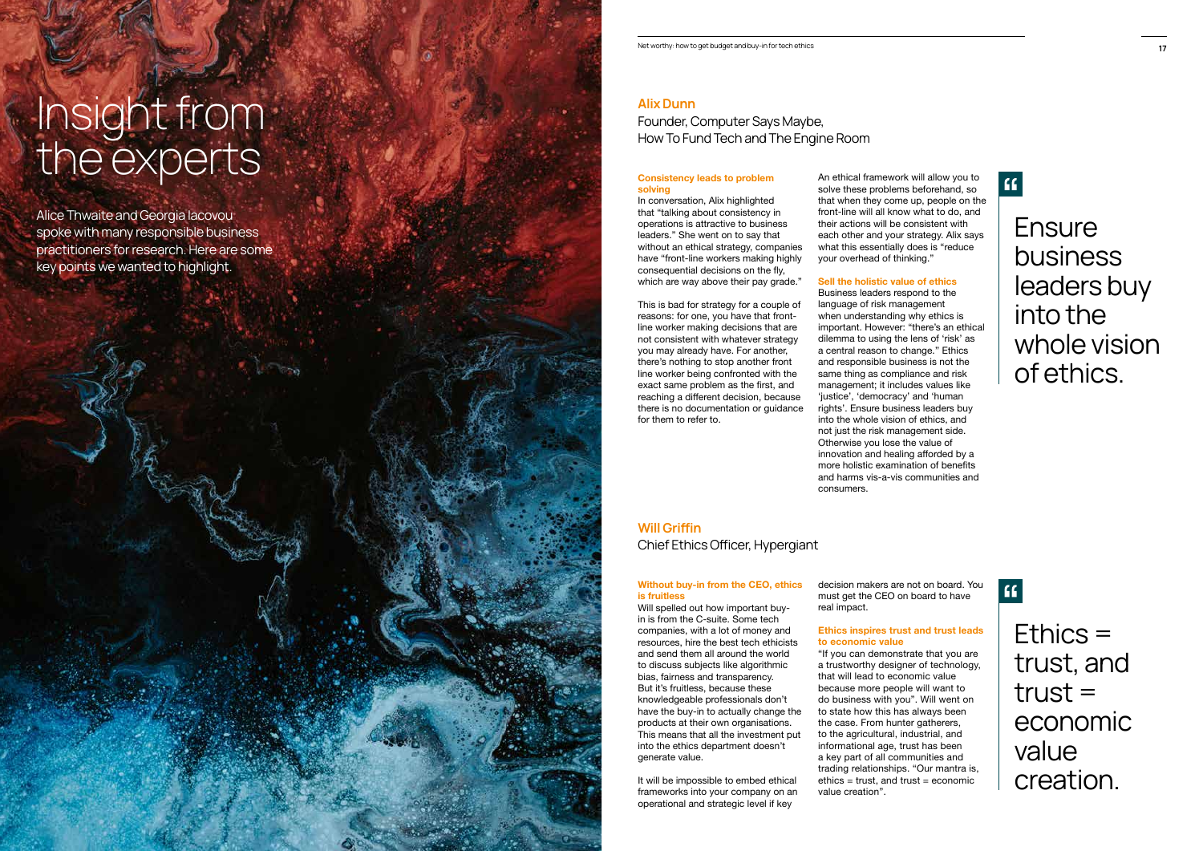# Insight from the experts

Alice Thwaite and Georgia Iacovou spoke with many responsible business practitioners for research. Here are some key points we wanted to highlight.

## Alix Dunn

Founder, Computer Says Maybe, How To Fund Tech and The Engine Room

### Consistency leads to problem solving

In conversation, Alix highlighted that "talking about consistency in operations is attractive to business leaders." She went on to say that without an ethical strategy, companies have "front-line workers making highly consequential decisions on the fly, which are way above their pay grade."

This is bad for strategy for a couple of reasons: for one, you have that front-line worker making decisions that are not consistent with whatever strategy you may already have. For another, there's nothing to stop another front line worker being confronted with the exact same problem as the first, and reaching a different decision, because there is no documentation or guidance for them to refer to.

An ethical framework will allow you to solve these problems beforehand, so that when they come up, people on the front-line will all know what to do, and their actions will be consistent with each other and your strategy. Alix says what this essentially does is "reduce your overhead of thinking."

### Sell the holistic value of ethics

Business leaders respond to the language of risk management when understanding why ethics is important. However: "there's an ethical dilemma to using the lens of 'risk' as a central reason to change." Ethics and responsible business is not the same thing as compliance and risk management; it includes values like 'justice', 'democracy' and 'human rights'. Ensure business leaders buy into the whole vision of ethics, and not just the risk management side. Otherwise you lose the value of innovation and healing afforded by a more holistic examination of benefits and harms vis-a-vis communities and consumers.

> "Ensure business leaders buy into the whole vision of ethics.

## Will Griffin

Chief Ethics Officer, Hypergiant

### Without buy-in from the CEO, ethics is fruitless

Will spelled out how important buy-in is from the C-suite. Some tech companies, with a lot of money and resources, hire the best tech ethicists and send them all around the world to discuss subjects like algorithmic bias, fairness and transparency. But it's fruitless, because these knowledgeable professionals don't have the buy-in to actually change the products at their own organisations. This means that all the investment put into the ethics department doesn't generate value.

It will be impossible to embed ethical frameworks into your company on an operational and strategic level if key decision makers are not on board. You must get the CEO on board to have real impact.

### Ethics inspires trust and trust leads to economic value

"If you can demonstrate that you are a trustworthy designer of technology, that will lead to economic value because more people will want to do business with you". Will went on to state how this has always been the case. From hunter gatherers, to the agricultural, industrial, and informational age, trust has been a key part of all communities and trading relationships. "Our mantra is, ethics = trust, and trust = economic value creation".

> "Ethics = trust, and trust = economic value creation.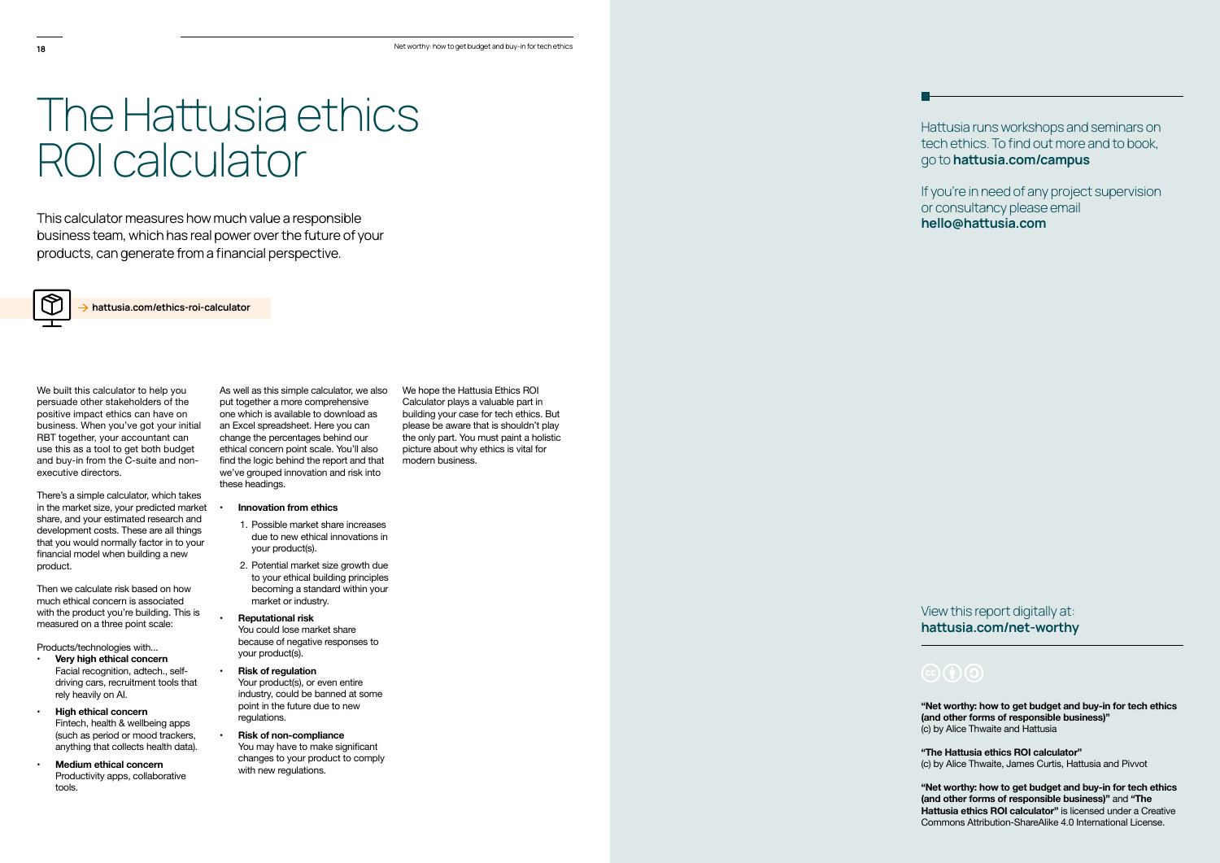# The Hattusia ethics ROI calculator

This calculator measures how much value a responsible business team, which has real power over the future of your products, can generate from a financial perspective.

→ **hattusia.com/ethics-roi-calculator**

We built this calculator to help you persuade other stakeholders of the positive impact ethics can have on business. When you've got your initial RBT together, your accountant can use this as a tool to get both budget and buy-in from the C-suite and non-executive directors.

There's a simple calculator, which takes in the market size, your predicted market share, and your estimated research and development costs. These are all things that you would normally factor in to your financial model when building a new product.

Then we calculate risk based on how much ethical concern is associated with the product you're building. This is measured on a three point scale:

Products/technologies with...

- **Very high ethical concern**
  Facial recognition, adtech., self-driving cars, recruitment tools that rely heavily on AI.
- **High ethical concern**
  Fintech, health & wellbeing apps (such as period or mood trackers, anything that collects health data).
- **Medium ethical concern**
  Productivity apps, collaborative tools.

As well as this simple calculator, we also put together a more comprehensive one which is available to download as an Excel spreadsheet. Here you can change the percentages behind our ethical concern point scale. You'll also find the logic behind the report and that we've grouped innovation and risk into these headings.

- **Innovation from ethics**
  1. Possible market share increases due to new ethical innovations in your product(s).
  2. Potential market size growth due to your ethical building principles becoming a standard within your market or industry.
- **Reputational risk**
  You could lose market share because of negative responses to your product(s).
- **Risk of regulation**
  Your product(s), or even entire industry, could be banned at some point in the future due to new regulations.
- **Risk of non-compliance**
  You may have to make significant changes to your product to comply with new regulations.

We hope the Hattusia Ethics ROI Calculator plays a valuable part in building your case for tech ethics. But please be aware that is shouldn't play the only part. You must paint a holistic picture about why ethics is vital for modern business.

Hattusia runs workshops and seminars on tech ethics. To find out more and to book, go to **hattusia.com/campus**

If you're in need of any project supervision or consultancy please email **hello@hattusia.com**

View this report digitally at:
**hattusia.com/net-worthy**

**"Net worthy: how to get budget and buy-in for tech ethics (and other forms of responsible business)"**
(c) by Alice Thwaite and Hattusia

**"The Hattusia ethics ROI calculator"**
(c) by Alice Thwaite, James Curtis, Hattusia and Pivvot

**"Net worthy: how to get budget and buy-in for tech ethics (and other forms of responsible business)"** and **"The Hattusia ethics ROI calculator"** is licensed under a Creative Commons Attribution-ShareAlike 4.0 International License.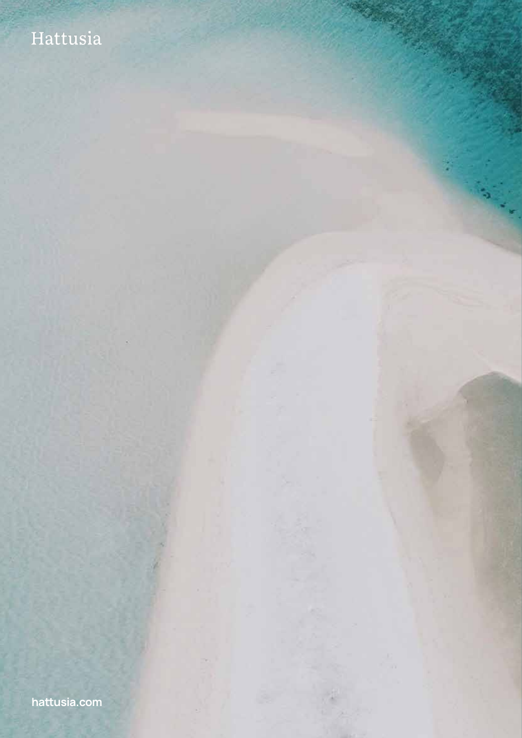Hattusia

hattusia.com